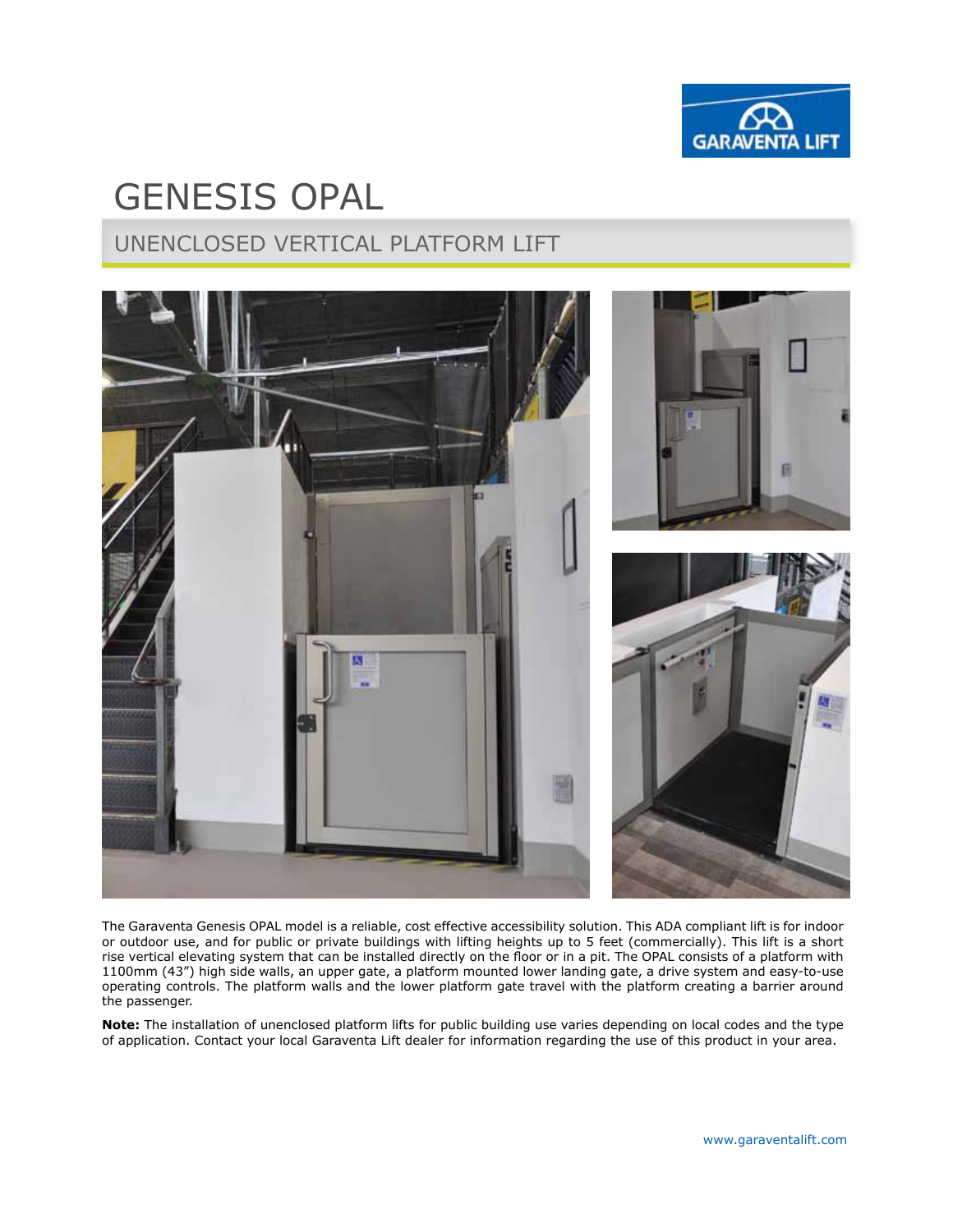# GENESIS OPAL

## UNENCLOSED VERTICAL PLATFORM LIFT

The Garaventa Genesis OPAL model is a reliable, cost effective accessibility solution. This ADA compliant lift is for indoor or outdoor use, and for public or private buildings with lifting heights up to 5 feet (commercially). This lift is a short rise vertical elevating system that can be installed directly on the floor or in a pit. The OPAL consists of a platform with 1100mm (43") high side walls, an upper gate, a platform mounted lower landing gate, a drive system and easy-to-use operating controls. The platform walls and the lower platform gate travel with the platform creating a barrier around the passenger.

**Note:** The installation of unenclosed platform lifts for public building use varies depending on local codes and the type of application. Contact your local Garaventa Lift dealer for information regarding the use of this product in your area.

www.garaventalift.com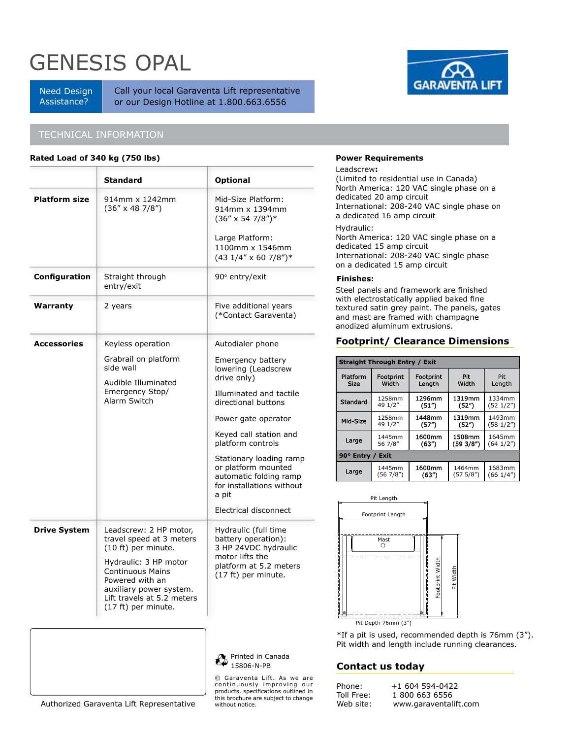# GENESIS OPAL

**Need Design Assistance?** Call your local Garaventa Lift representative or our Design Hotline at 1.800.663.6556

GARAVENTA LIFT

## TECHNICAL INFORMATION

**Rated Load of 340 kg (750 lbs)**

| | Standard | Optional |
|---|---|---|
| **Platform size** | 914mm x 1242mm (36" x 48 7/8") | Mid-Size Platform: 914mm x 1394mm (36" x 54 7/8")* <br><br> Large Platform: 1100mm x 1546mm (43 1/4" x 60 7/8")* |
| **Configuration** | Straight through entry/exit | 90° entry/exit |
| **Warranty** | 2 years | Five additional years (*Contact Garaventa) |
| **Accessories** | Keyless operation <br><br> Grabrail on platform side wall <br><br> Audible Illuminated Emergency Stop/ Alarm Switch | Autodialer phone <br><br> Emergency battery lowering (Leadscrew drive only) <br><br> Illuminated and tactile directional buttons <br><br> Power gate operator <br><br> Keyed call station and platform controls <br><br> Stationary loading ramp or platform mounted automatic folding ramp for installations without a pit <br><br> Electrical disconnect |
| **Drive System** | Leadscrew: 2 HP motor, travel speed at 3 meters (10 ft) per minute. <br><br> Hydraulic: 3 HP motor Continuous Mains Powered with an auxiliary power system. Lift travels at 5.2 meters (17 ft) per minute. | Hydraulic (full time battery operation): 3 HP 24VDC hydraulic motor lifts the platform at 5.2 meters (17 ft) per minute. |

**Power Requirements**

Leadscrew**:**
(Limited to residential use in Canada)
North America: 120 VAC single phase on a dedicated 20 amp circuit
International: 208-240 VAC single phase on a dedicated 16 amp circuit

Hydraulic:
North America: 120 VAC single phase on a dedicated 15 amp circuit
International: 208-240 VAC single phase on a dedicated 15 amp circuit

**Finishes:**

Steel panels and framework are finished with electrostatically applied baked fine textured satin grey paint. The panels, gates and mast are framed with champagne anodized aluminum extrusions.

### Footprint/ Clearance Dimensions

| Platform Size | Footprint Width | Footprint Length | Pit Width | Pit Length |
|---|---|---|---|---|
| **Straight Through Entry / Exit** | | | | |
| Standard | 1258mm 49 1/2" | 1296mm (51") | 1319mm (52") | 1334mm (52 1/2") |
| Mid-Size | 1258mm 49 1/2" | 1448mm (57") | 1319mm (52") | 1493mm (58 1/2") |
| Large | 1445mm 56 7/8" | 1600mm (63") | 1508mm (59 3/8") | 1645mm (64 1/2") |
| **90° Entry / Exit** | | | | |
| Large | 1445mm (56 7/8") | 1600mm (63") | 1464mm (57 5/8") | 1683mm (66 1/4") |

Pit Length
Footprint Length
Mast
Footprint Width
Pit Width
Pit Depth 76mm (3")

*If a pit is used, recommended depth is 76mm (3"). Pit width and length include running clearances.

### Contact us today

Phone: +1 604 594-0422
Toll Free: 1 800 663 6556
Web site: www.garaventalift.com

Authorized Garaventa Lift Representative

Printed in Canada
15806-N-PB

© Garaventa Lift. As we are continuously improving our products, specifications outlined in this brochure are subject to change without notice.